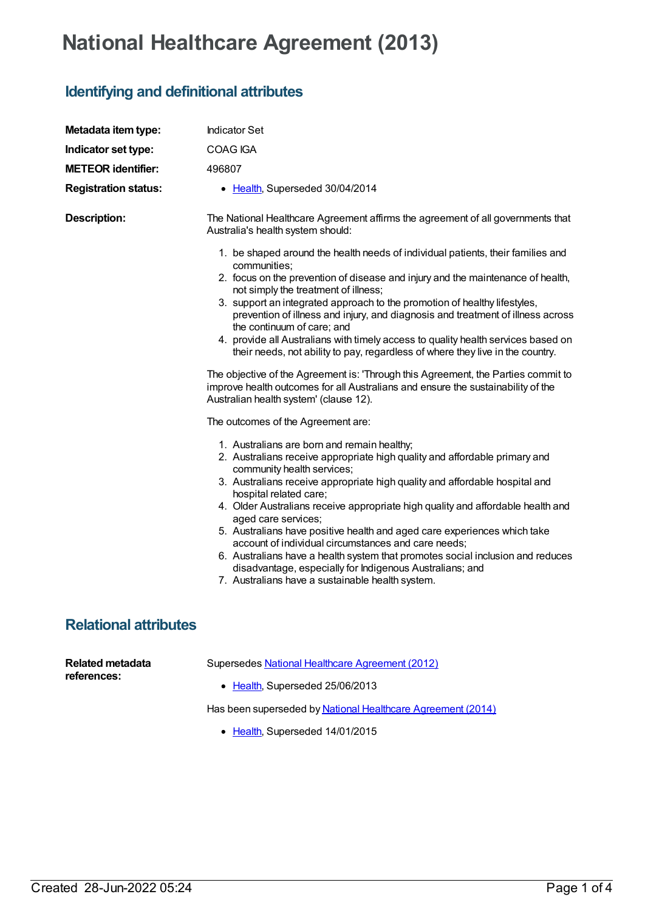# National Healthcare Agreement (2013)

## Identifying and definitional attributes

**Metadata item type:** Indicator Set

**Indicator set type:** COAG IGA

**METEOR identifier:** 496807

**Registration status:**

- Health, Superseded 30/04/2014

**Description:**

The National Healthcare Agreement affirms the agreement of all governments that Australia's health system should:

1. be shaped around the health needs of individual patients, their families and communities;
2. focus on the prevention of disease and injury and the maintenance of health, not simply the treatment of illness;
3. support an integrated approach to the promotion of healthy lifestyles, prevention of illness and injury, and diagnosis and treatment of illness across the continuum of care; and
4. provide all Australians with timely access to quality health services based on their needs, not ability to pay, regardless of where they live in the country.

The objective of the Agreement is: 'Through this Agreement, the Parties commit to improve health outcomes for all Australians and ensure the sustainability of the Australian health system' (clause 12).

The outcomes of the Agreement are:

1. Australians are born and remain healthy;
2. Australians receive appropriate high quality and affordable primary and community health services;
3. Australians receive appropriate high quality and affordable hospital and hospital related care;
4. Older Australians receive appropriate high quality and affordable health and aged care services;
5. Australians have positive health and aged care experiences which take account of individual circumstances and care needs;
6. Australians have a health system that promotes social inclusion and reduces disadvantage, especially for Indigenous Australians; and
7. Australians have a sustainable health system.

## Relational attributes

**Related metadata references:**

Supersedes National Healthcare Agreement (2012)

- Health, Superseded 25/06/2013

Has been superseded by National Healthcare Agreement (2014)

- Health, Superseded 14/01/2015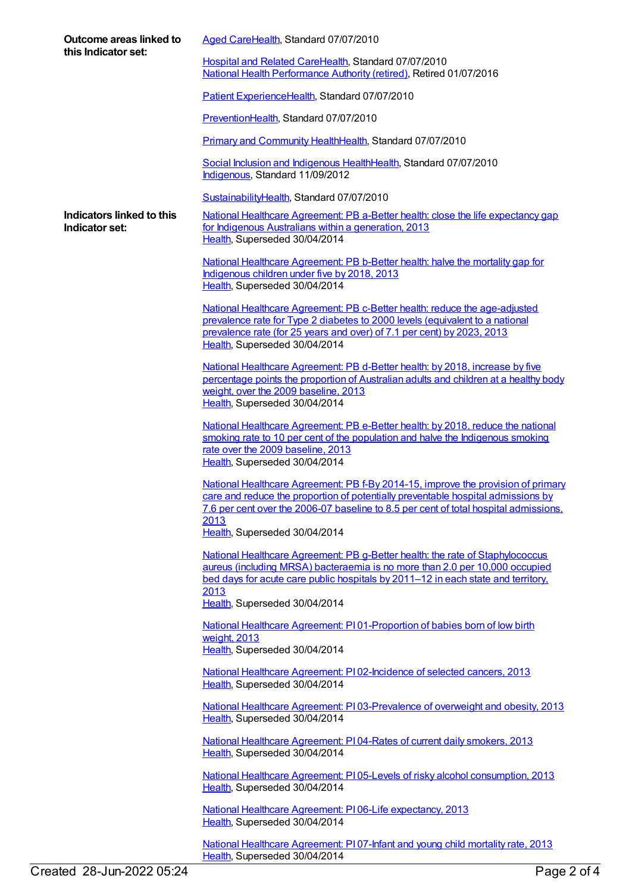**Outcome areas linked to this Indicator set:**

Aged CareHealth, Standard 07/07/2010

Hospital and Related CareHealth, Standard 07/07/2010
National Health Performance Authority (retired), Retired 01/07/2016

Patient ExperienceHealth, Standard 07/07/2010

PreventionHealth, Standard 07/07/2010

Primary and Community HealthHealth, Standard 07/07/2010

Social Inclusion and Indigenous HealthHealth, Standard 07/07/2010
Indigenous, Standard 11/09/2012

SustainabilityHealth, Standard 07/07/2010

**Indicators linked to this Indicator set:**

National Healthcare Agreement: PB a-Better health: close the life expectancy gap for Indigenous Australians within a generation, 2013
Health, Superseded 30/04/2014

National Healthcare Agreement: PB b-Better health: halve the mortality gap for Indigenous children under five by 2018, 2013
Health, Superseded 30/04/2014

National Healthcare Agreement: PB c-Better health: reduce the age-adjusted prevalence rate for Type 2 diabetes to 2000 levels (equivalent to a national prevalence rate (for 25 years and over) of 7.1 per cent) by 2023, 2013
Health, Superseded 30/04/2014

National Healthcare Agreement: PB d-Better health: by 2018, increase by five percentage points the proportion of Australian adults and children at a healthy body weight, over the 2009 baseline, 2013
Health, Superseded 30/04/2014

National Healthcare Agreement: PB e-Better health: by 2018, reduce the national smoking rate to 10 per cent of the population and halve the Indigenous smoking rate over the 2009 baseline, 2013
Health, Superseded 30/04/2014

National Healthcare Agreement: PB f-By 2014-15, improve the provision of primary care and reduce the proportion of potentially preventable hospital admissions by 7.6 per cent over the 2006-07 baseline to 8.5 per cent of total hospital admissions, 2013
Health, Superseded 30/04/2014

National Healthcare Agreement: PB g-Better health: the rate of Staphylococcus aureus (including MRSA) bacteraemia is no more than 2.0 per 10,000 occupied bed days for acute care public hospitals by 2011–12 in each state and territory, 2013
Health, Superseded 30/04/2014

National Healthcare Agreement: PI 01-Proportion of babies born of low birth weight, 2013
Health, Superseded 30/04/2014

National Healthcare Agreement: PI 02-Incidence of selected cancers, 2013
Health, Superseded 30/04/2014

National Healthcare Agreement: PI 03-Prevalence of overweight and obesity, 2013
Health, Superseded 30/04/2014

National Healthcare Agreement: PI 04-Rates of current daily smokers, 2013
Health, Superseded 30/04/2014

National Healthcare Agreement: PI 05-Levels of risky alcohol consumption, 2013
Health, Superseded 30/04/2014

National Healthcare Agreement: PI 06-Life expectancy, 2013
Health, Superseded 30/04/2014

National Healthcare Agreement: PI 07-Infant and young child mortality rate, 2013
Health, Superseded 30/04/2014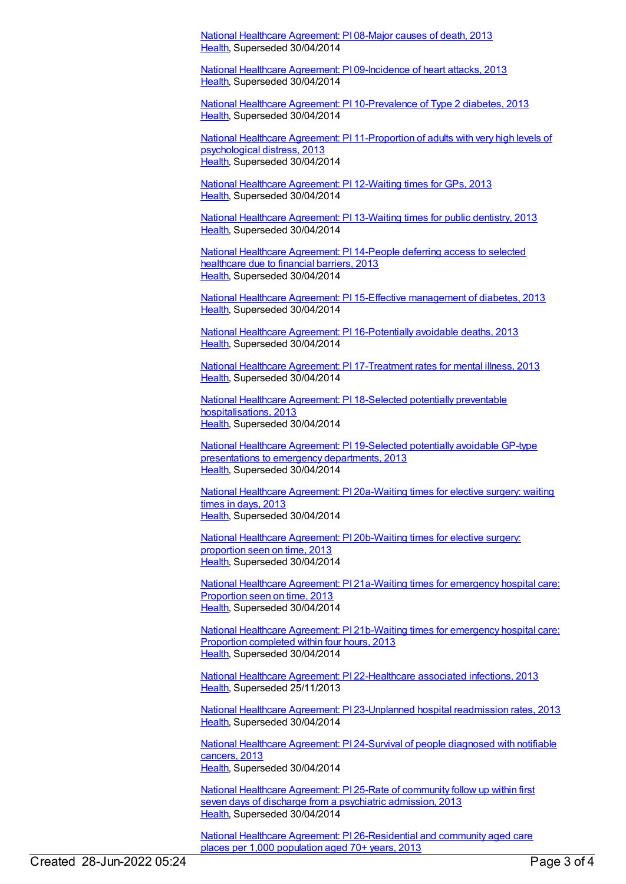National Healthcare Agreement: PI 08-Major causes of death, 2013
Health, Superseded 30/04/2014

National Healthcare Agreement: PI 09-Incidence of heart attacks, 2013
Health, Superseded 30/04/2014

National Healthcare Agreement: PI 10-Prevalence of Type 2 diabetes, 2013
Health, Superseded 30/04/2014

National Healthcare Agreement: PI 11-Proportion of adults with very high levels of psychological distress, 2013
Health, Superseded 30/04/2014

National Healthcare Agreement: PI 12-Waiting times for GPs, 2013
Health, Superseded 30/04/2014

National Healthcare Agreement: PI 13-Waiting times for public dentistry, 2013
Health, Superseded 30/04/2014

National Healthcare Agreement: PI 14-People deferring access to selected healthcare due to financial barriers, 2013
Health, Superseded 30/04/2014

National Healthcare Agreement: PI 15-Effective management of diabetes, 2013
Health, Superseded 30/04/2014

National Healthcare Agreement: PI 16-Potentially avoidable deaths, 2013
Health, Superseded 30/04/2014

National Healthcare Agreement: PI 17-Treatment rates for mental illness, 2013
Health, Superseded 30/04/2014

National Healthcare Agreement: PI 18-Selected potentially preventable hospitalisations, 2013
Health, Superseded 30/04/2014

National Healthcare Agreement: PI 19-Selected potentially avoidable GP-type presentations to emergency departments, 2013
Health, Superseded 30/04/2014

National Healthcare Agreement: PI 20a-Waiting times for elective surgery: waiting times in days, 2013
Health, Superseded 30/04/2014

National Healthcare Agreement: PI 20b-Waiting times for elective surgery: proportion seen on time, 2013
Health, Superseded 30/04/2014

National Healthcare Agreement: PI 21a-Waiting times for emergency hospital care: Proportion seen on time, 2013
Health, Superseded 30/04/2014

National Healthcare Agreement: PI 21b-Waiting times for emergency hospital care: Proportion completed within four hours, 2013
Health, Superseded 30/04/2014

National Healthcare Agreement: PI 22-Healthcare associated infections, 2013
Health, Superseded 25/11/2013

National Healthcare Agreement: PI 23-Unplanned hospital readmission rates, 2013
Health, Superseded 30/04/2014

National Healthcare Agreement: PI 24-Survival of people diagnosed with notifiable cancers, 2013
Health, Superseded 30/04/2014

National Healthcare Agreement: PI 25-Rate of community follow up within first seven days of discharge from a psychiatric admission, 2013
Health, Superseded 30/04/2014

National Healthcare Agreement: PI 26-Residential and community aged care places per 1,000 population aged 70+ years, 2013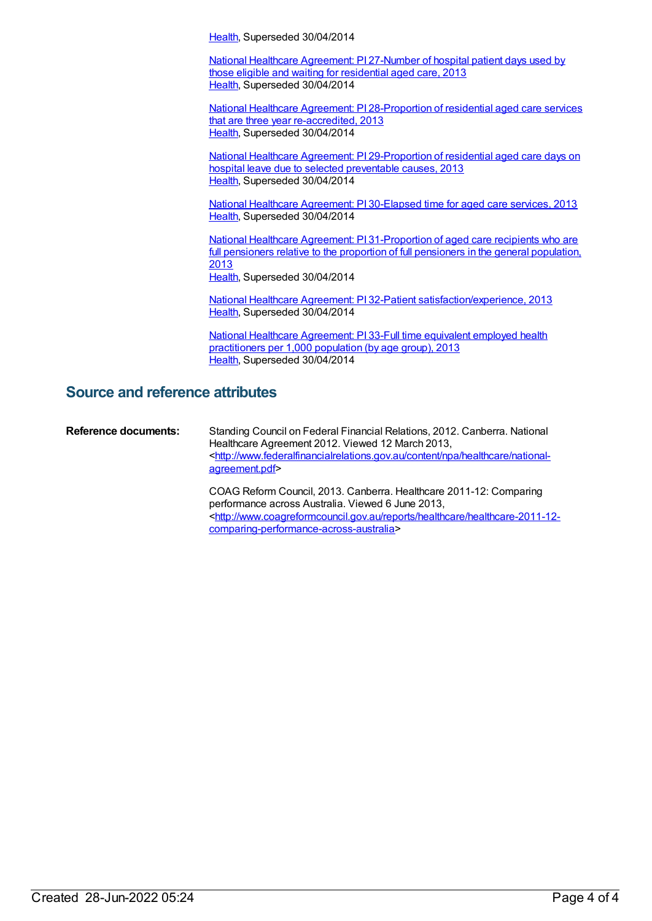Health, Superseded 30/04/2014

National Healthcare Agreement: PI 27-Number of hospital patient days used by those eligible and waiting for residential aged care, 2013
Health, Superseded 30/04/2014

National Healthcare Agreement: PI 28-Proportion of residential aged care services that are three year re-accredited, 2013
Health, Superseded 30/04/2014

National Healthcare Agreement: PI 29-Proportion of residential aged care days on hospital leave due to selected preventable causes, 2013
Health, Superseded 30/04/2014

National Healthcare Agreement: PI 30-Elapsed time for aged care services, 2013
Health, Superseded 30/04/2014

National Healthcare Agreement: PI 31-Proportion of aged care recipients who are full pensioners relative to the proportion of full pensioners in the general population, 2013
Health, Superseded 30/04/2014

National Healthcare Agreement: PI 32-Patient satisfaction/experience, 2013
Health, Superseded 30/04/2014

National Healthcare Agreement: PI 33-Full time equivalent employed health practitioners per 1,000 population (by age group), 2013
Health, Superseded 30/04/2014

## Source and reference attributes

**Reference documents:**

Standing Council on Federal Financial Relations, 2012. Canberra. National Healthcare Agreement 2012. Viewed 12 March 2013, <http://www.federalfinancialrelations.gov.au/content/npa/healthcare/national-agreement.pdf>

COAG Reform Council, 2013. Canberra. Healthcare 2011-12: Comparing performance across Australia. Viewed 6 June 2013, <http://www.coagreformcouncil.gov.au/reports/healthcare/healthcare-2011-12-comparing-performance-across-australia>